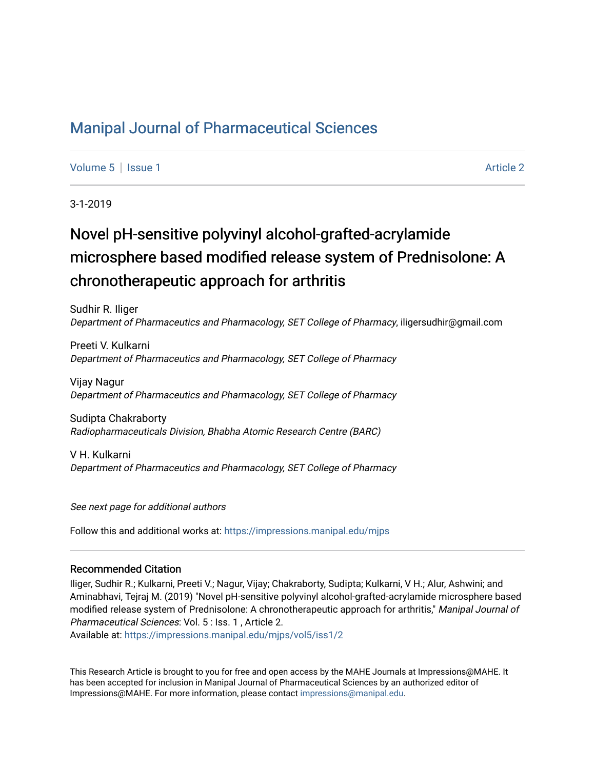# Manipal Journal of Pharmaceutical Sciences

Volume 5 | Issue 1 | Article 2

3-1-2019

## Novel pH-sensitive polyvinyl alcohol-grafted-acrylamide microsphere based modified release system of Prednisolone: A chronotherapeutic approach for arthritis

Sudhir R. Iliger
*Department of Pharmaceutics and Pharmacology, SET College of Pharmacy*, iligersudhir@gmail.com

Preeti V. Kulkarni
*Department of Pharmaceutics and Pharmacology, SET College of Pharmacy*

Vijay Nagur
*Department of Pharmaceutics and Pharmacology, SET College of Pharmacy*

Sudipta Chakraborty
*Radiopharmaceuticals Division, Bhabha Atomic Research Centre (BARC)*

V H. Kulkarni
*Department of Pharmaceutics and Pharmacology, SET College of Pharmacy*

*See next page for additional authors*

Follow this and additional works at: https://impressions.manipal.edu/mjps

### Recommended Citation

Iliger, Sudhir R.; Kulkarni, Preeti V.; Nagur, Vijay; Chakraborty, Sudipta; Kulkarni, V H.; Alur, Ashwini; and Aminabhavi, Tejraj M. (2019) "Novel pH-sensitive polyvinyl alcohol-grafted-acrylamide microsphere based modified release system of Prednisolone: A chronotherapeutic approach for arthritis," *Manipal Journal of Pharmaceutical Sciences*: Vol. 5 : Iss. 1 , Article 2.
Available at: https://impressions.manipal.edu/mjps/vol5/iss1/2

This Research Article is brought to you for free and open access by the MAHE Journals at Impressions@MAHE. It has been accepted for inclusion in Manipal Journal of Pharmaceutical Sciences by an authorized editor of Impressions@MAHE. For more information, please contact impressions@manipal.edu.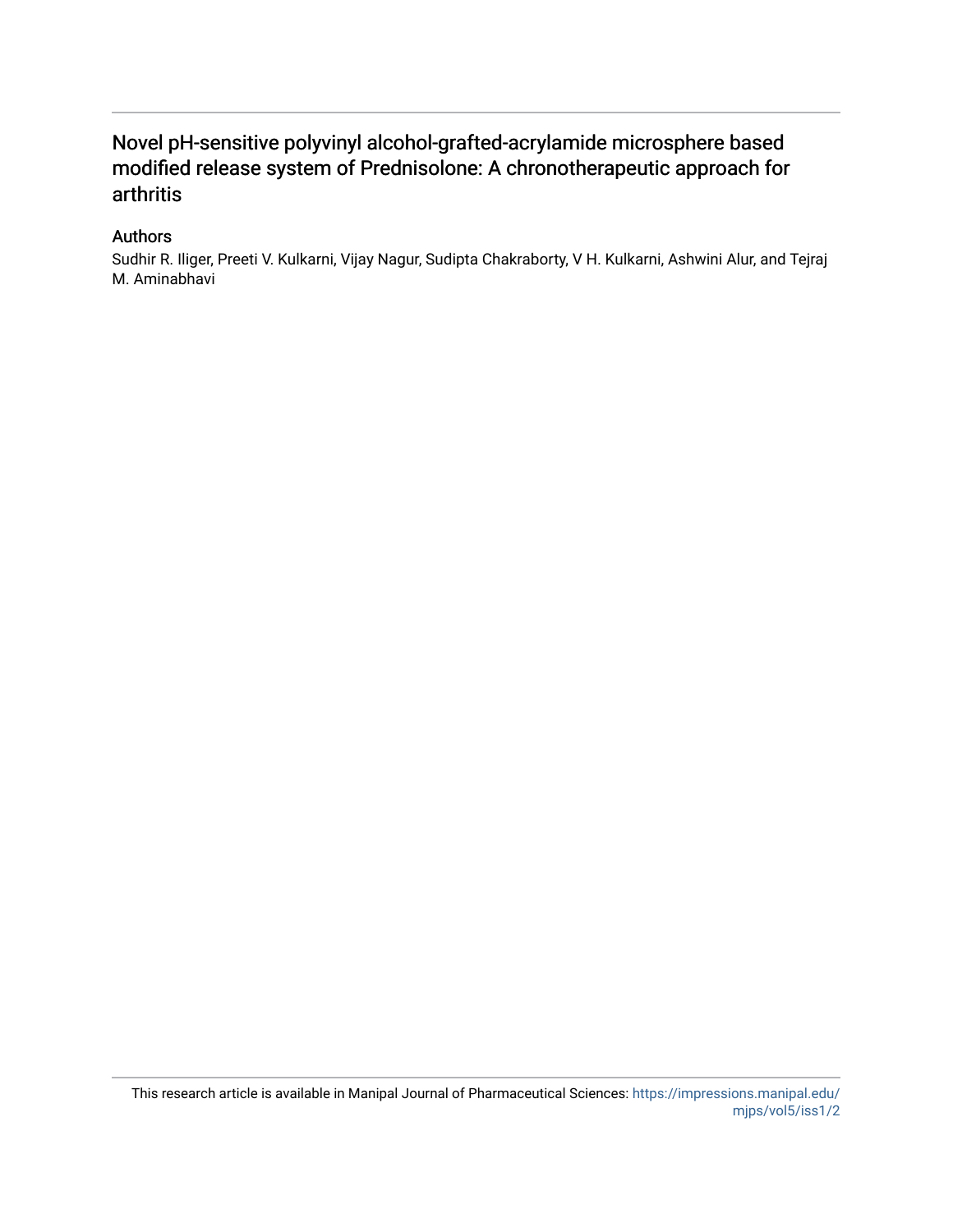# Novel pH-sensitive polyvinyl alcohol-grafted-acrylamide microsphere based modified release system of Prednisolone: A chronotherapeutic approach for arthritis

## Authors

Sudhir R. Iliger, Preeti V. Kulkarni, Vijay Nagur, Sudipta Chakraborty, V H. Kulkarni, Ashwini Alur, and Tejraj M. Aminabhavi

This research article is available in Manipal Journal of Pharmaceutical Sciences: https://impressions.manipal.edu/mjps/vol5/iss1/2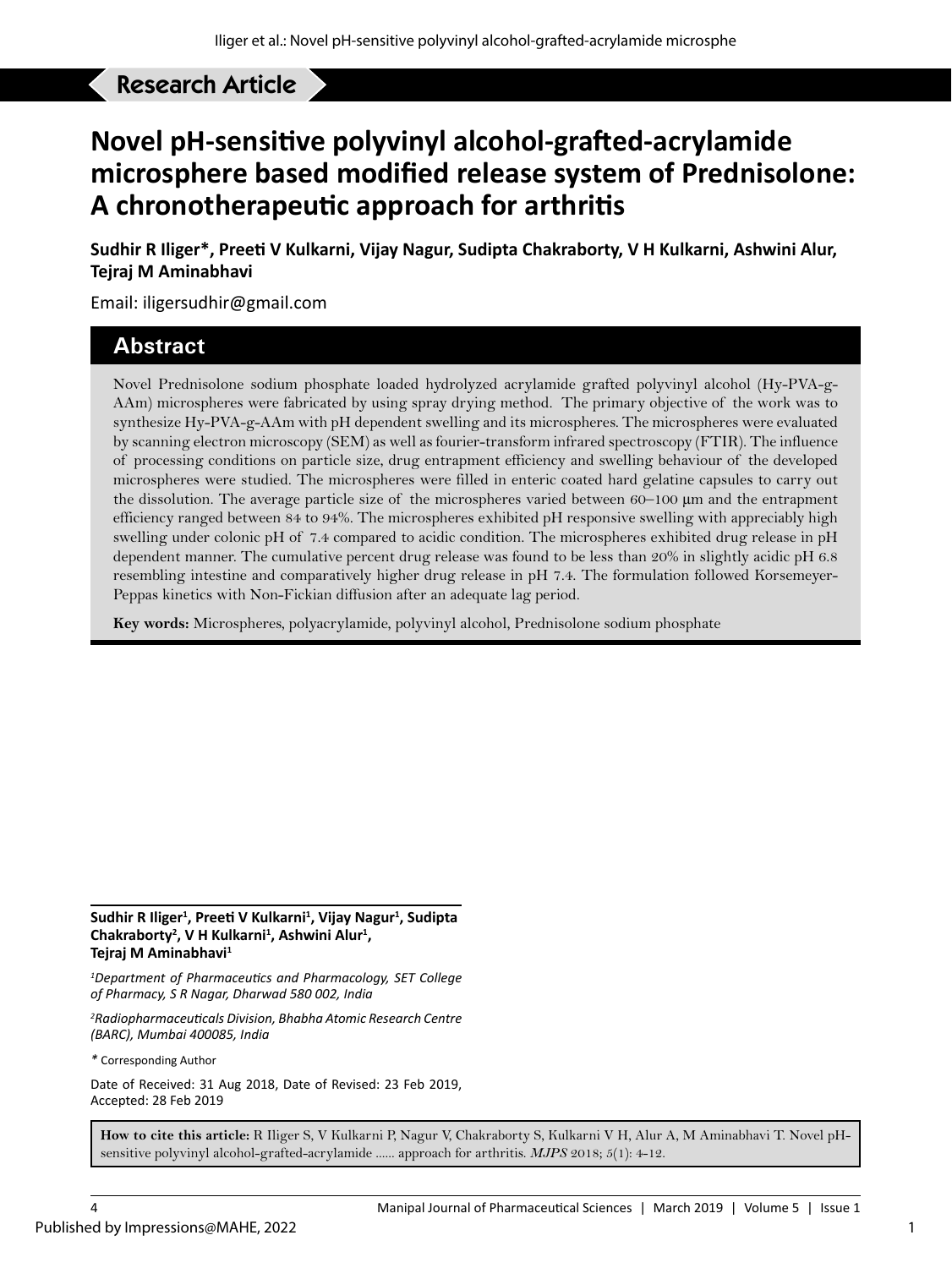## Research Article

# Novel pH-sensitive polyvinyl alcohol-grafted-acrylamide microsphere based modified release system of Prednisolone: A chronotherapeutic approach for arthritis

**Sudhir R Iliger*, Preeti V Kulkarni, Vijay Nagur, Sudipta Chakraborty, V H Kulkarni, Ashwini Alur, Tejraj M Aminabhavi**

Email: iligersudhir@gmail.com

## Abstract

Novel Prednisolone sodium phosphate loaded hydrolyzed acrylamide grafted polyvinyl alcohol (Hy-PVA-g-AAm) microspheres were fabricated by using spray drying method. The primary objective of the work was to synthesize Hy-PVA-g-AAm with pH dependent swelling and its microspheres. The microspheres were evaluated by scanning electron microscopy (SEM) as well as fourier-transform infrared spectroscopy (FTIR). The influence of processing conditions on particle size, drug entrapment efficiency and swelling behaviour of the developed microspheres were studied. The microspheres were filled in enteric coated hard gelatine capsules to carry out the dissolution. The average particle size of the microspheres varied between 60–100 μm and the entrapment efficiency ranged between 84 to 94%. The microspheres exhibited pH responsive swelling with appreciably high swelling under colonic pH of 7.4 compared to acidic condition. The microspheres exhibited drug release in pH dependent manner. The cumulative percent drug release was found to be less than 20% in slightly acidic pH 6.8 resembling intestine and comparatively higher drug release in pH 7.4. The formulation followed Korsemeyer-Peppas kinetics with Non-Fickian diffusion after an adequate lag period.

**Key words:** Microspheres, polyacrylamide, polyvinyl alcohol, Prednisolone sodium phosphate

**Sudhir R Iliger[1], Preeti V Kulkarni[1], Vijay Nagur[1], Sudipta Chakraborty[2], V H Kulkarni[1], Ashwini Alur[1], Tejraj M Aminabhavi[1]**

*[1]Department of Pharmaceutics and Pharmacology, SET College of Pharmacy, S R Nagar, Dharwad 580 002, India*

*[2]Radiopharmaceuticals Division, Bhabha Atomic Research Centre (BARC), Mumbai 400085, India*

\* Corresponding Author

Date of Received: 31 Aug 2018, Date of Revised: 23 Feb 2019, Accepted: 28 Feb 2019

**How to cite this article:** R Iliger S, V Kulkarni P, Nagur V, Chakraborty S, Kulkarni V H, Alur A, M Aminabhavi T. Novel pH-sensitive polyvinyl alcohol-grafted-acrylamide ...... approach for arthritis. *MJPS* 2018; 5(1): 4-12.